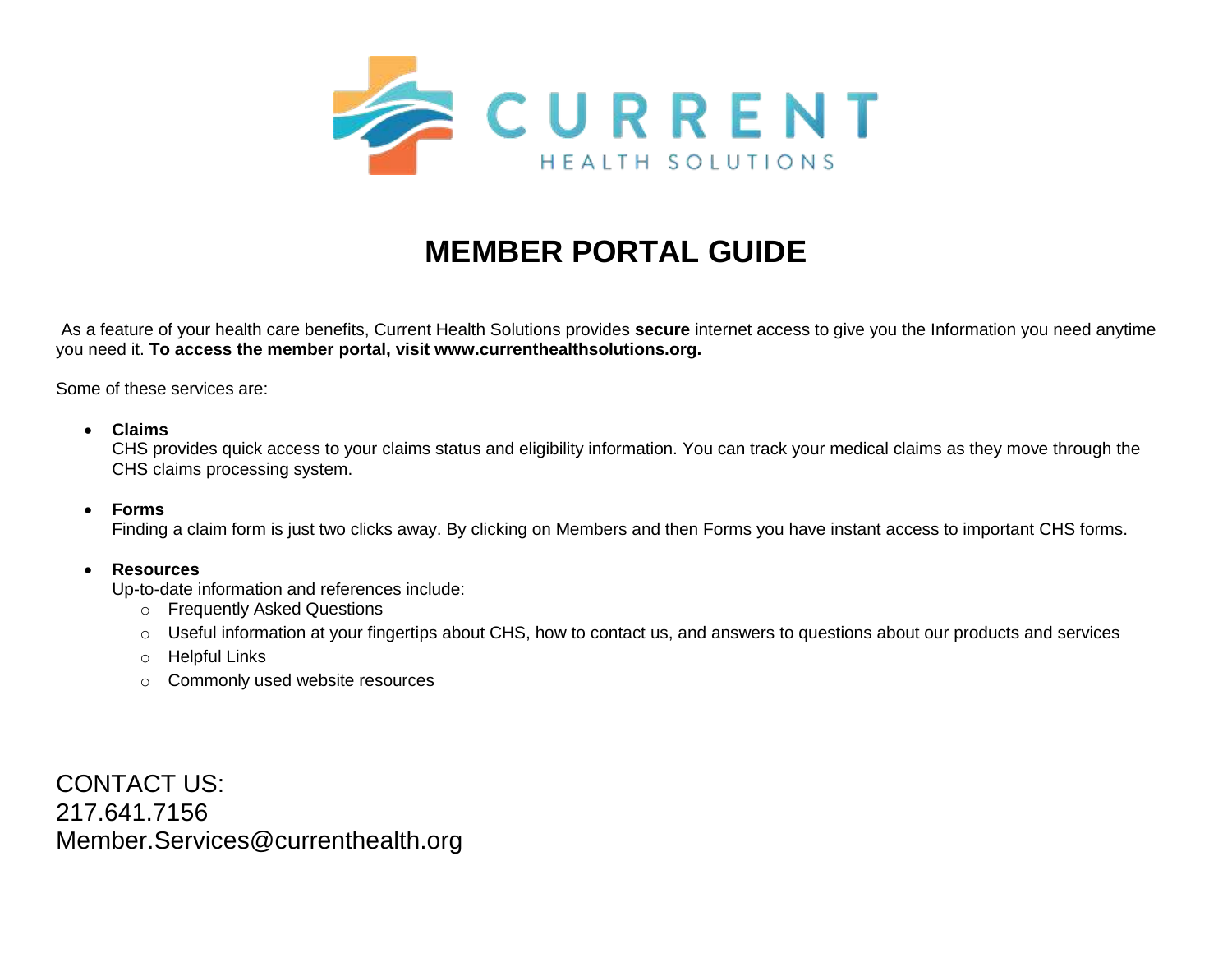CURRENT
HEALTH SOLUTIONS

# MEMBER PORTAL GUIDE

As a feature of your health care benefits, Current Health Solutions provides **secure** internet access to give you the Information you need anytime you need it. **To access the member portal, visit www.currenthealthsolutions.org.**

Some of these services are:

- **Claims**
  CHS provides quick access to your claims status and eligibility information. You can track your medical claims as they move through the CHS claims processing system.

- **Forms**
  Finding a claim form is just two clicks away. By clicking on Members and then Forms you have instant access to important CHS forms.

- **Resources**
  Up-to-date information and references include:
  - Frequently Asked Questions
  - Useful information at your fingertips about CHS, how to contact us, and answers to questions about our products and services
  - Helpful Links
  - Commonly used website resources

CONTACT US:
217.641.7156
Member.Services@currenthealth.org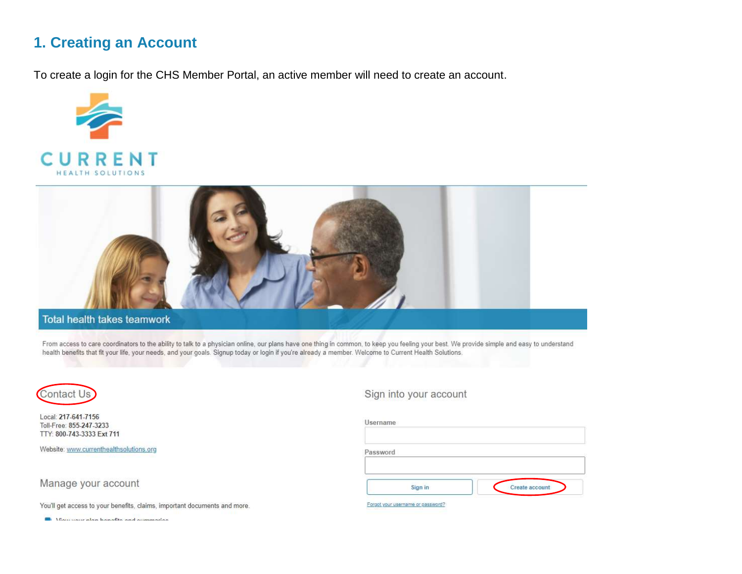## 1. Creating an Account

To create a login for the CHS Member Portal, an active member will need to create an account.

CURRENT
HEALTH SOLUTIONS

Total health takes teamwork

From access to care coordinators to the ability to talk to a physician online, our plans have one thing in common, to keep you feeling your best. We provide simple and easy to understand health benefits that fit your life, your needs, and your goals. Signup today or login if you're already a member. Welcome to Current Health Solutions.

Contact Us

Local: 217-641-7156
Toll-Free: 855-247-3233
TTY: 800-743-3333 Ext 711

Website: www.currenthealthsolutions.org

Manage your account

You'll get access to your benefits, claims, important documents and more.

Sign into your account

Username

Password

Sign in | Create account

Forgot your username or password?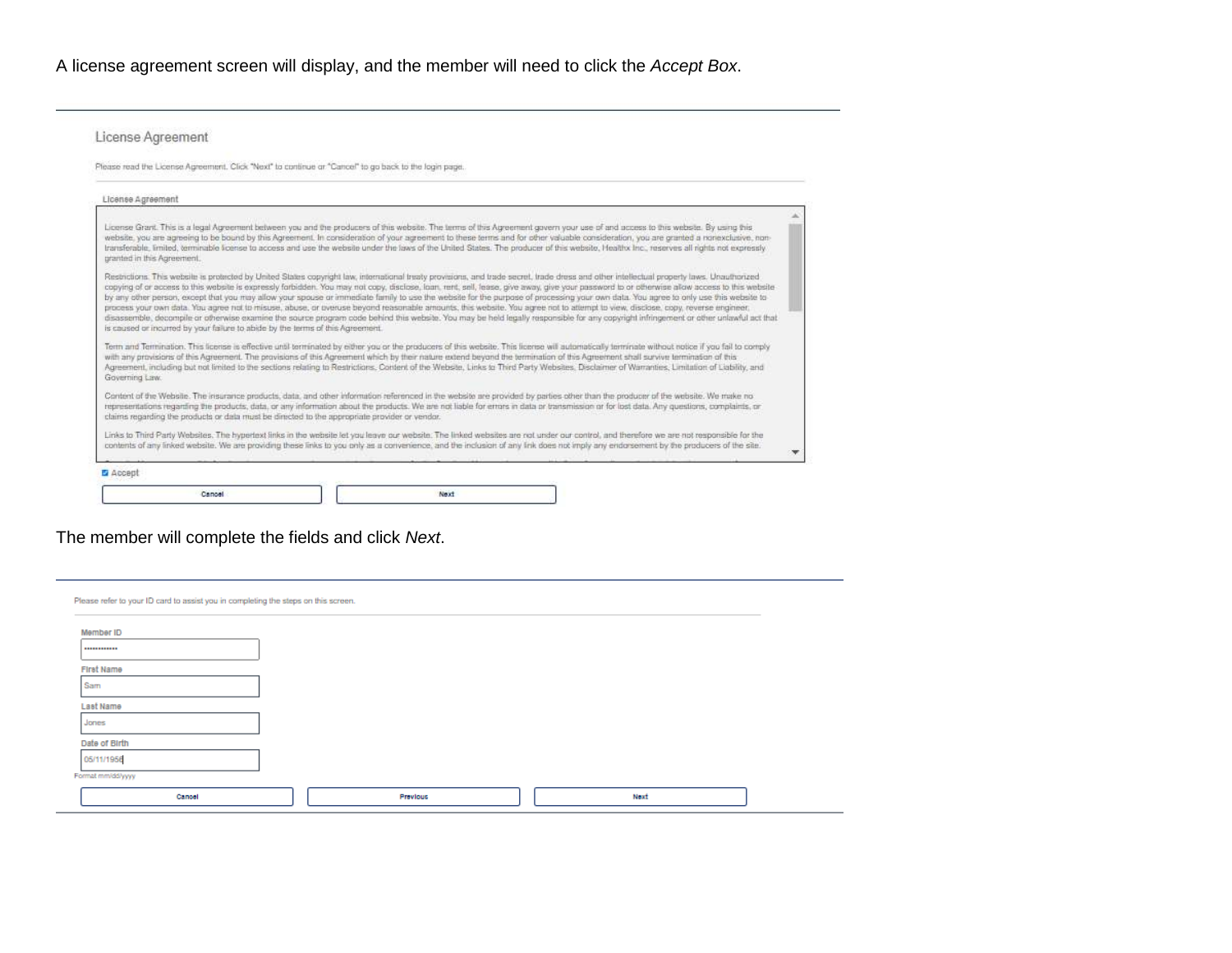A license agreement screen will display, and the member will need to click the *Accept Box*.

License Agreement

Please read the License Agreement. Click "Next" to continue or "Cancel" to go back to the login page.

License Agreement

License Grant. This is a legal Agreement between you and the producers of this website. The terms of this Agreement govern your use of and access to this website. By using this website, you are agreeing to be bound by this Agreement. In consideration of your agreement to these terms and for other valuable consideration, you are granted a nonexclusive, non-transferable, limited, terminable license to access and use the website under the laws of the United States. The producer of this website, Healthx Inc., reserves all rights not expressly granted in this Agreement.

Restrictions. This website is protected by United States copyright law, international treaty provisions, and trade secret, trade dress and other intellectual property laws. Unauthorized copying of or access to this website is expressly forbidden. You may not copy, disclose, loan, rent, sell, lease, give away, give your password to or otherwise allow access to this website by any other person, except that you may allow your spouse or immediate family to use the website for the purpose of processing your own data. You agree to only use this website to process your own data. You agree not to misuse, abuse, or overuse beyond reasonable amounts, this website. You agree not to attempt to view, disclose, copy, reverse engineer, disassemble, decompile or otherwise examine the source program code behind this website. You may be held legally responsible for any copyright infringement or other unlawful act that is caused or incurred by your failure to abide by the terms of this Agreement.

Term and Termination. This license is effective until terminated by either you or the producers of this website. This license will automatically terminate without notice if you fail to comply with any provisions of this Agreement. The provisions of this Agreement which by their nature extend beyond the termination of this Agreement shall survive termination of this Agreement, including but not limited to the sections relating to Restrictions, Content of the Website, Links to Third Party Websites, Disclaimer of Warranties, Limitation of Liability, and Governing Law.

Content of the Website. The insurance products, data, and other information referenced in the website are provided by parties other than the producer of the website. We make no representations regarding the products, data, or any information about the products. We are not liable for errors in data or transmission or for lost data. Any questions, complaints, or claims regarding the products or data must be directed to the appropriate provider or vendor.

Links to Third Party Websites. The hypertext links in the website let you leave our website. The linked websites are not under our control, and therefore we are not responsible for the contents of any linked website. We are providing these links to you only as a convenience, and the inclusion of any link does not imply any endorsement by the producers of the site.

☑ Accept

Cancel | Next

The member will complete the fields and click *Next*.

Please refer to your ID card to assist you in completing the steps on this screen.

Member ID: ••••••••••••

First Name: Sam

Last Name: Jones

Date of Birth: 05/11/1956

Format mm/dd/yyyy

Cancel | Previous | Next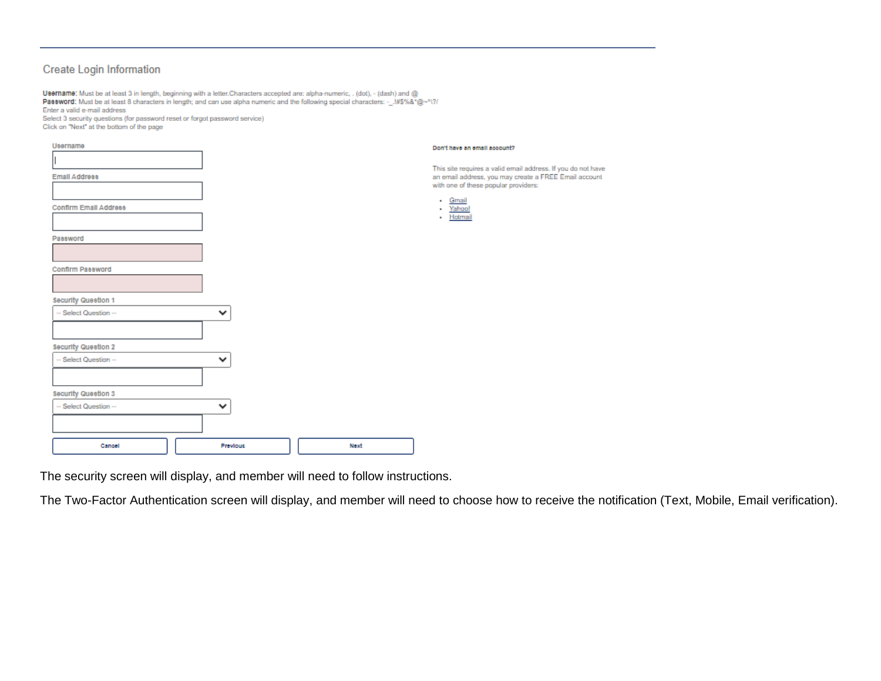## Create Login Information

**Username:** Must be at least 3 in length, beginning with a letter.Characters accepted are: alpha-numeric, . (dot), - (dash) and @
**Password:** Must be at least 8 characters in length; and can use alpha numeric and the following special characters: -_.!#$%&*@~^\?/
Enter a valid e-mail address
Select 3 security questions (for password reset or forgot password service)
Click on "Next" at the bottom of the page

Username

Email Address

Confirm Email Address

Password

Confirm Password

Security Question 1

-- Select Question --

Security Question 2

-- Select Question --

Security Question 3

-- Select Question --

Cancel | Previous | Next

**Don't have an email account?**

This site requires a valid email address. If you do not have an email address, you may create a FREE Email account with one of these popular providers:

- Gmail
- Yahoo!
- Hotmail

The security screen will display, and member will need to follow instructions.

The Two-Factor Authentication screen will display, and member will need to choose how to receive the notification (Text, Mobile, Email verification).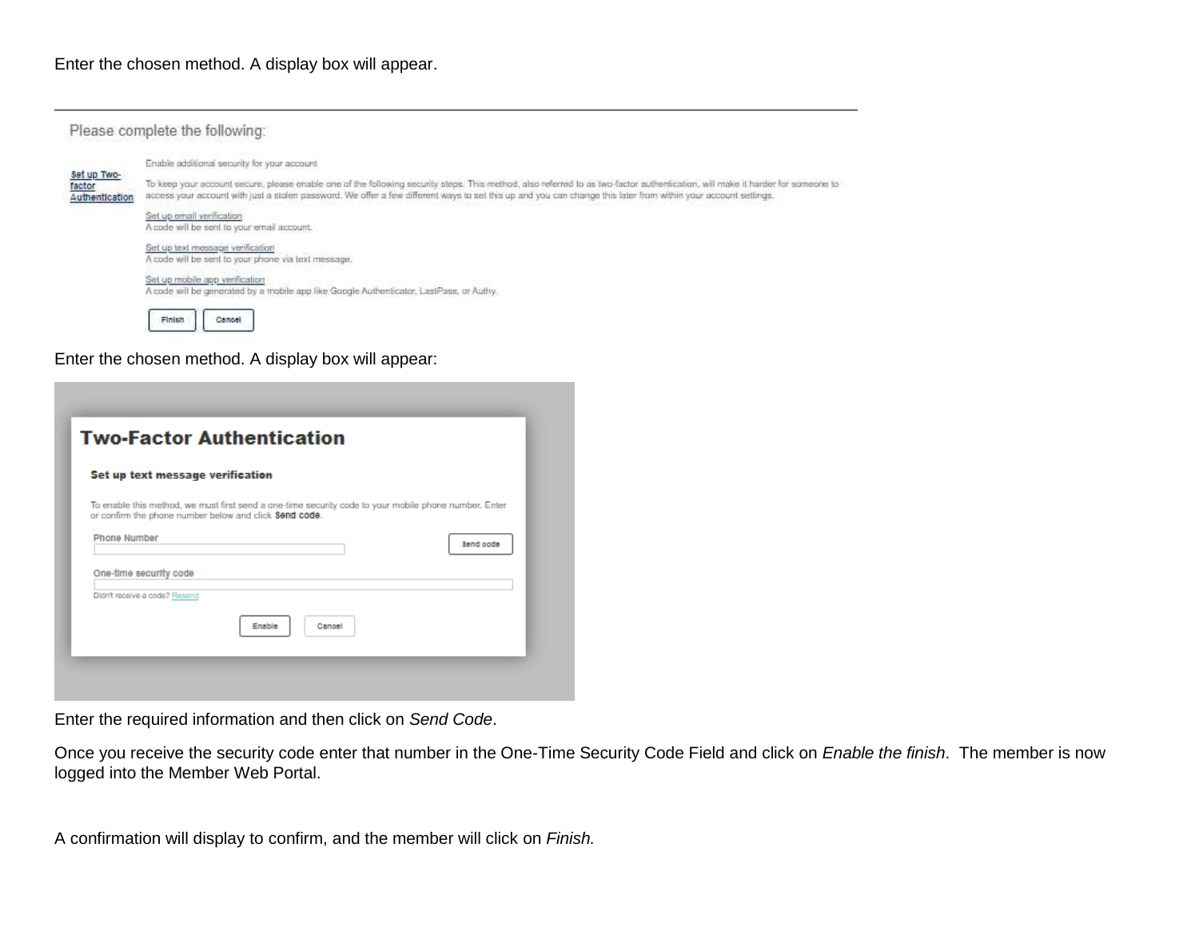Enter the chosen method. A display box will appear.

Please complete the following:

Set up Two-factor Authentication

Enable additional security for your account

To keep your account secure, please enable one of the following security steps. This method, also referred to as two-factor authentication, will make it harder for someone to access your account with just a stolen password. We offer a few different ways to set this up and you can change this later from within your account settings.

Set up email verification
A code will be sent to your email account.

Set up text message verification
A code will be sent to your phone via text message.

Set up mobile app verification
A code will be generated by a mobile app like Google Authenticator, LastPass, or Authy.

Finish Cancel

Enter the chosen method. A display box will appear:

**Two-Factor Authentication**

**Set up text message verification**

To enable this method, we must first send a one-time security code to your mobile phone number. Enter or confirm the phone number below and click **Send code**.

Phone Number

Send code

One-time security code

Didn't receive a code? Resend

Enable Cancel

Enter the required information and then click on *Send Code*.

Once you receive the security code enter that number in the One-Time Security Code Field and click on *Enable the finish*. The member is now logged into the Member Web Portal.

A confirmation will display to confirm, and the member will click on *Finish.*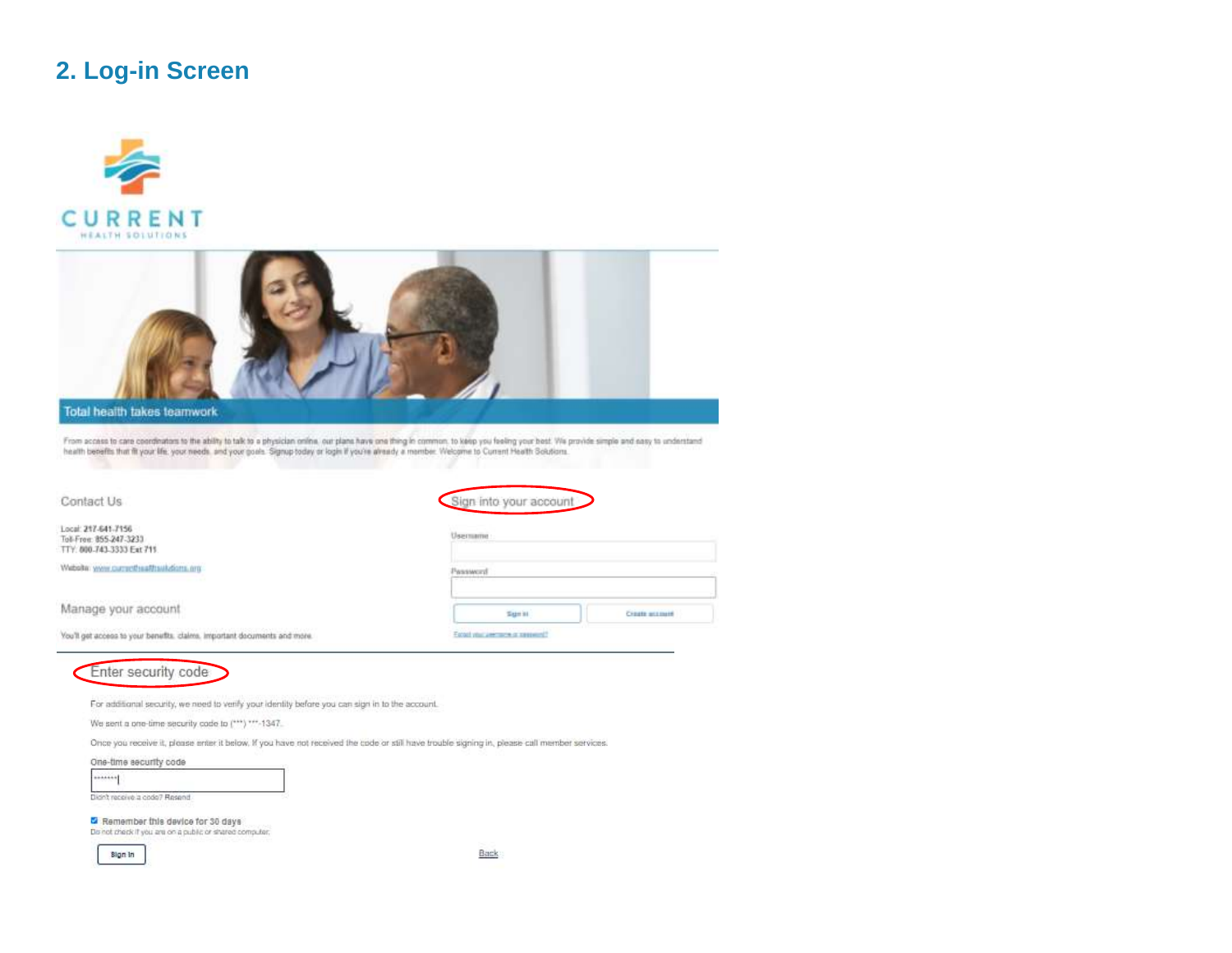## 2. Log-in Screen

CURRENT

HEALTH SOLUTIONS

Total health takes teamwork

From access to care coordinators to the ability to talk to a physician online, our plans have one thing in common: to keep you feeling your best. We provide simple and easy to understand health benefits that fit your life, your needs, and your goals. Signup today or login if you're already a member. Welcome to Current Health Solutions.

Contact Us

Local: 217-641-7156
Toll-Free: 855-247-3233
TTY: 800-743-3333 Ext 711

Website: www.currenthealthsolutions.org

Manage your account

You'll get access to your benefits, claims, important documents and more.

Sign into your account

Username

Password

Sign in | Create account

Forgot your username or password?

Enter security code

For additional security, we need to verify your identity before you can sign in to the account.

We sent a one-time security code to (***) ***-1347.

Once you receive it, please enter it below. If you have not received the code or still have trouble signing in, please call member services.

One-time security code

Didn't receive a code? Resend

Remember this device for 30 days

Do not check if you are on a public or shared computer.

Sign In

Back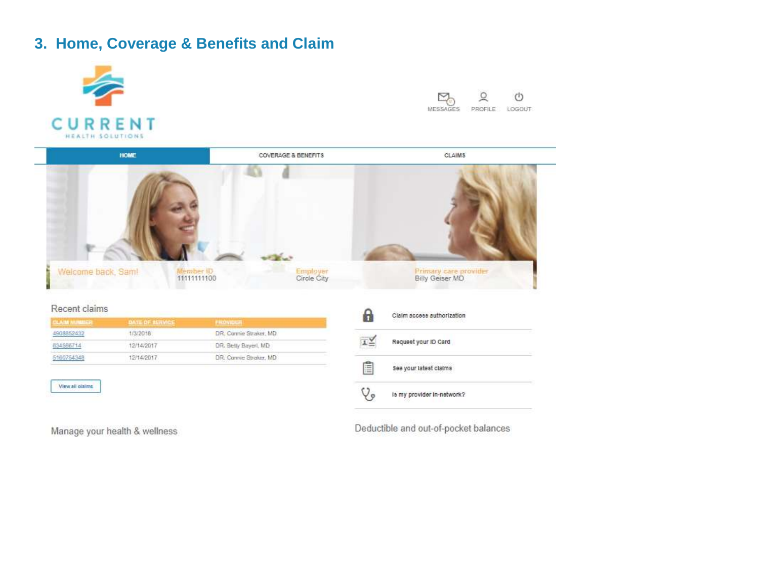## 3. Home, Coverage & Benefits and Claim

CURRENT
HEALTH SOLUTIONS

MESSAGES PROFILE LOGOUT

HOME | COVERAGE & BENEFITS | CLAIMS

Welcome back, Sam! | Member ID 11111111100 | Employer Circle City | Primary care provider Billy Geiser MD

Recent claims

| CLAIM NUMBER | DATE OF SERVICE | PROVIDER |
| --- | --- | --- |
| 4908852432 | 1/3/2018 | DR. Connie Straker, MD |
| 634586714 | 12/14/2017 | DR. Betty Bayeri, MD |
| 5160754348 | 12/14/2017 | DR. Connie Straker, MD |

View all claims

- Claim access authorization
- Request your ID Card
- See your latest claims
- Is my provider in-network?

Manage your health & wellness

Deductible and out-of-pocket balances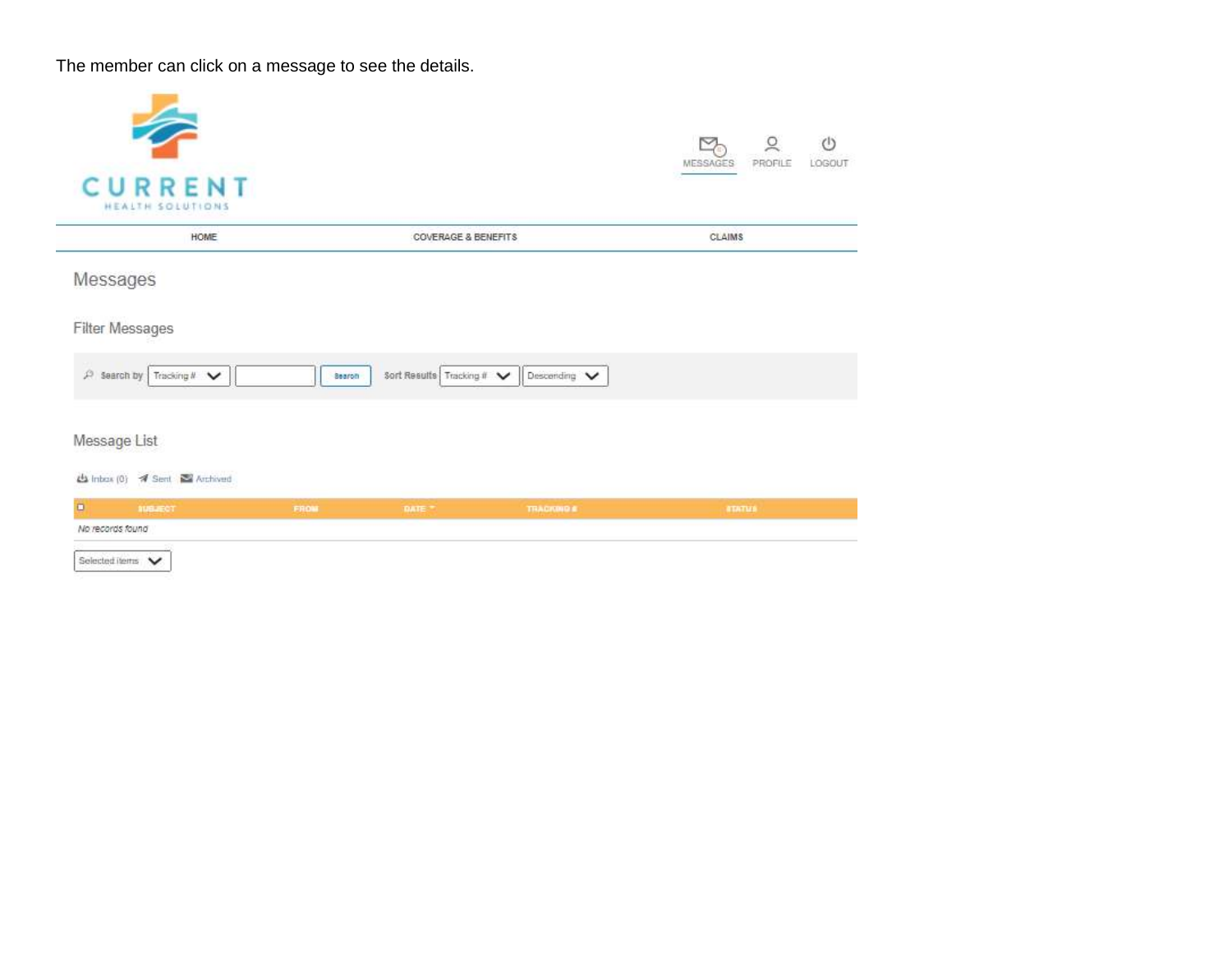The member can click on a message to see the details.

CURRENT
HEALTH SOLUTIONS

MESSAGES PROFILE LOGOUT

HOME COVERAGE & BENEFITS CLAIMS

## Messages

### Filter Messages

Search by Tracking # Search Sort Results Tracking # Descending

### Message List

Inbox (0) Sent Archived

| | SUBJECT | FROM | DATE | TRACKING # | STATUS |
|---|---|---|---|---|---|
| *No records found* | | | | | |

Selected items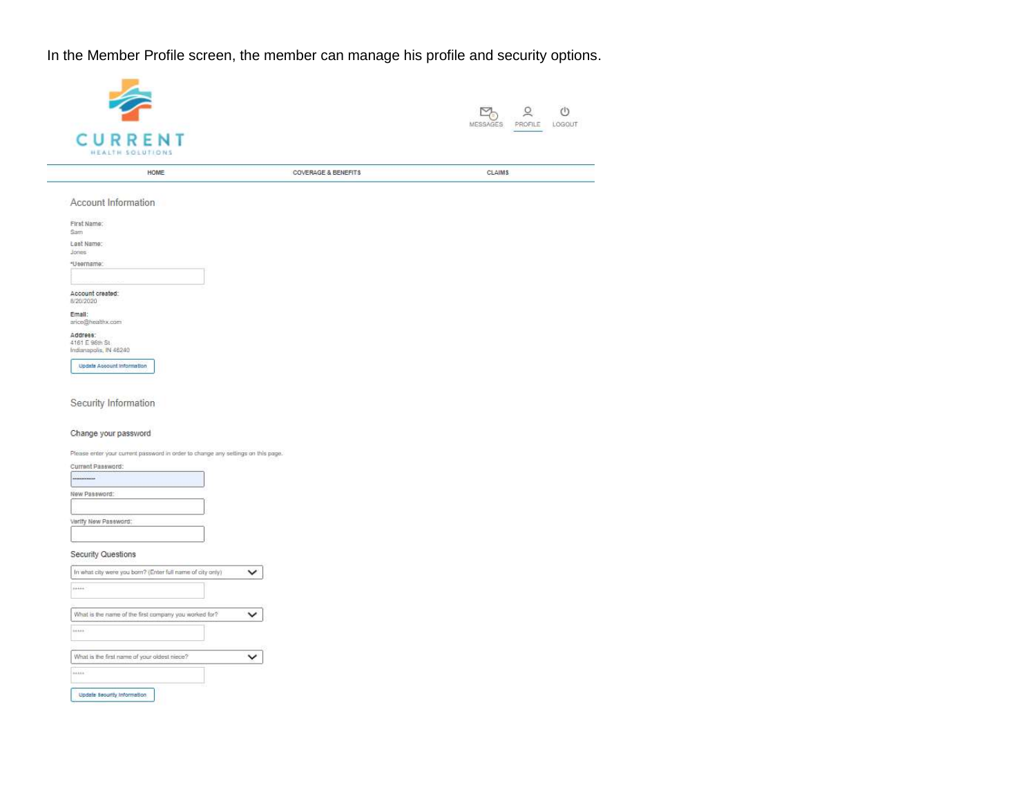In the Member Profile screen, the member can manage his profile and security options.

CURRENT
HEALTH SOLUTIONS

MESSAGES PROFILE LOGOUT

HOME COVERAGE & BENEFITS CLAIMS

Account Information

First Name:
Sam

Last Name:
Jones

*Username:

Account created:
6/20/2020

Email:
arice@healthx.com

Address:
4161 E 96th St
Indianapolis, IN 46240

Update Account Information

Security Information

Change your password

Please enter your current password in order to change any settings on this page.

Current Password:

New Password:

Verify New Password:

Security Questions

In what city were you born? (Enter full name of city only)

What is the name of the first company you worked for?

What is the first name of your oldest niece?

Update Security Information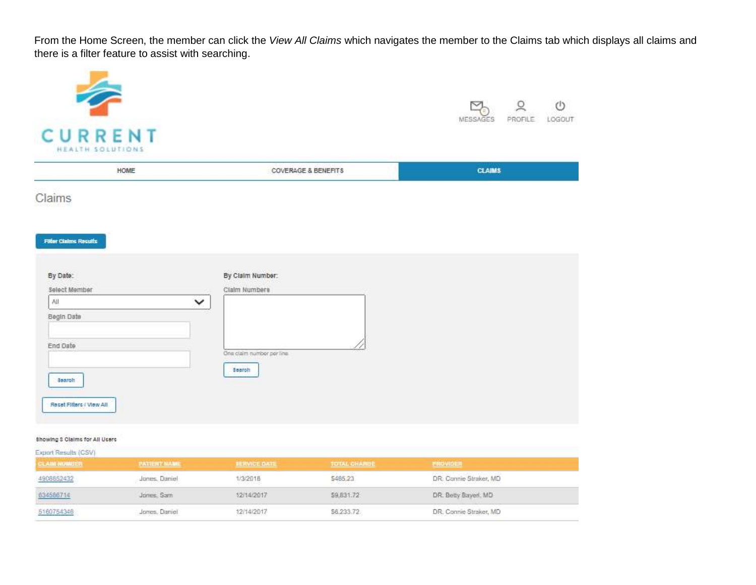From the Home Screen, the member can click the *View All Claims* which navigates the member to the Claims tab which displays all claims and there is a filter feature to assist with searching.

CURRENT
HEALTH SOLUTIONS

MESSAGES PROFILE LOGOUT

HOME | COVERAGE & BENEFITS | CLAIMS

Claims

Filter Claims Results

By Date:

Select Member

All

Begin Date

End Date

Search

Reset Filters / View All

By Claim Number:

Claim Numbers

One claim number per line

Search

Showing 3 Claims for All Users

Export Results (CSV)

| CLAIM NUMBER | PATIENT NAME | SERVICE DATE | TOTAL CHARGE | PROVIDER |
|---|---|---|---|---|
| 4908852432 | Jones, Daniel | 1/3/2018 | $485.23 | DR. Connie Straker, MD |
| 634586714 | Jones, Sam | 12/14/2017 | $9,831.72 | DR. Betty Bayerl, MD |
| 5160754348 | Jones, Daniel | 12/14/2017 | $6,233.72 | DR. Connie Straker, MD |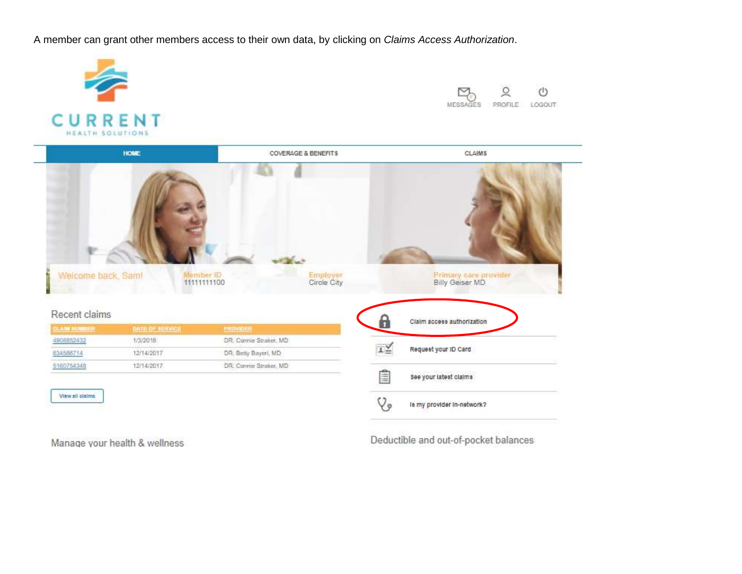A member can grant other members access to their own data, by clicking on *Claims Access Authorization*.

CURRENT
HEALTH SOLUTIONS

MESSAGES PROFILE LOGOUT

HOME | COVERAGE & BENEFITS | CLAIMS

Welcome back, Sam!

Member ID
11111111100

Employer
Circle City

Primary care provider
Billy Geiser MD

Recent claims

| CLAIM NUMBER | DATE OF SERVICE | PROVIDER |
|---|---|---|
| 4908852432 | 1/3/2018 | DR. Connie Straker, MD |
| 634586714 | 12/14/2017 | DR. Betty Bayerl, MD |
| 5160754348 | 12/14/2017 | DR. Connie Straker, MD |

View all claims

Claim access authorization

Request your ID Card

See your latest claims

Is my provider in-network?

Manage your health & wellness

Deductible and out-of-pocket balances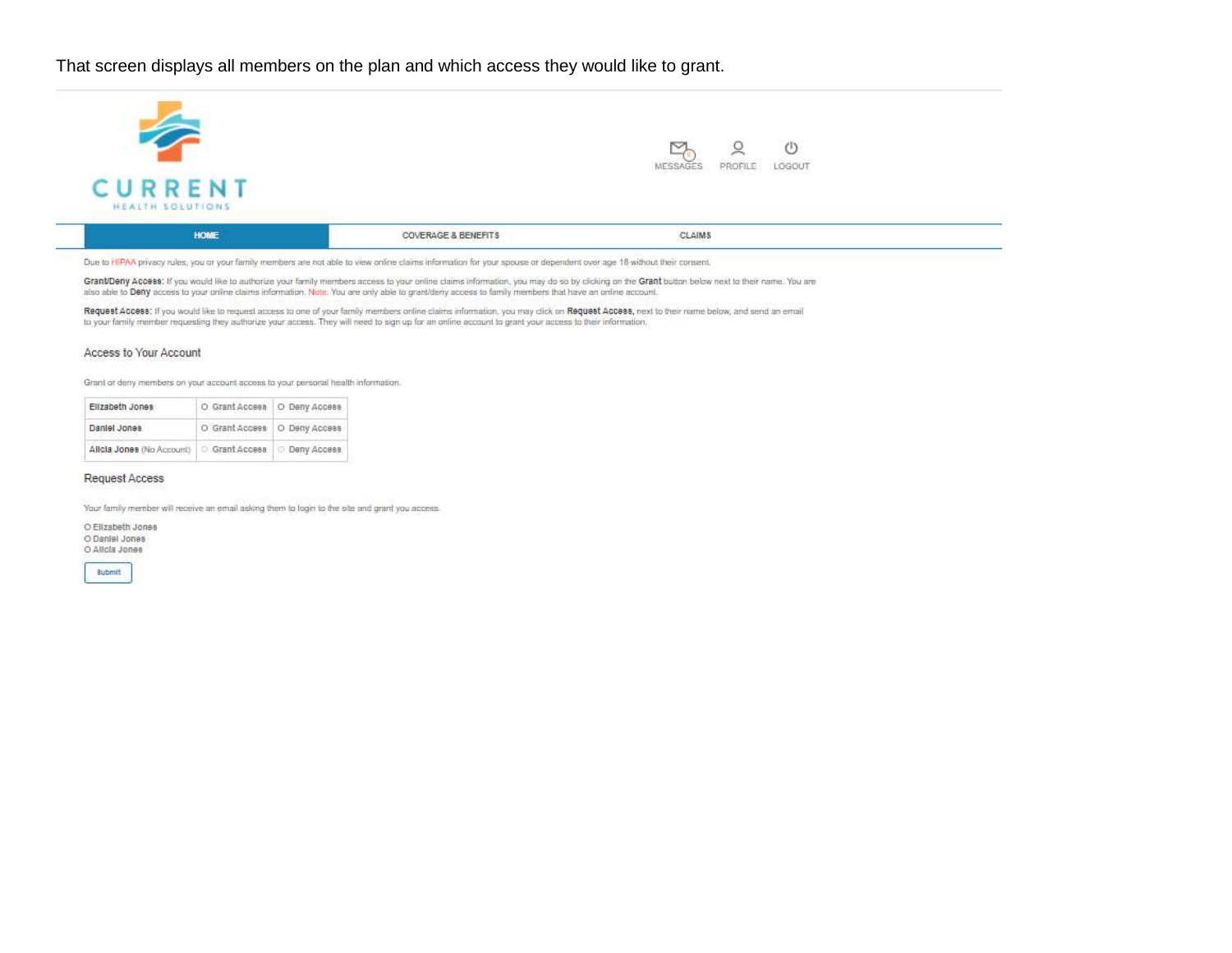That screen displays all members on the plan and which access they would like to grant.

CURRENT

HEALTH SOLUTIONS

MESSAGES PROFILE LOGOUT

HOME | COVERAGE & BENEFITS | CLAIMS

Due to HIPAA privacy rules, you or your family members are not able to view online claims information for your spouse or dependent over age 18 without their consent.

**Grant/Deny Access:** If you would like to authorize your family members access to your online claims information, you may do so by clicking on the **Grant** button below next to their name. You are also able to **Deny** access to your online claims information. Note: You are only able to grant/deny access to family members that have an online account.

**Request Access:** If you would like to request access to one of your family members online claims information, you may click on **Request Access**, next to their name below, and send an email to your family member requesting they authorize your access. They will need to sign up for an online account to grant your access to their information.

### Access to Your Account

Grant or deny members on your account access to your personal health information.

| | | |
|---|---|---|
| **Elizabeth Jones** | ○ Grant Access | ○ Deny Access |
| **Daniel Jones** | ○ Grant Access | ○ Deny Access |
| **Alicia Jones** (No Account) | ○ Grant Access | ○ Deny Access |

### Request Access

Your family member will receive an email asking them to login to the site and grant you access.

○ Elizabeth Jones
○ Daniel Jones
○ Alicia Jones

Submit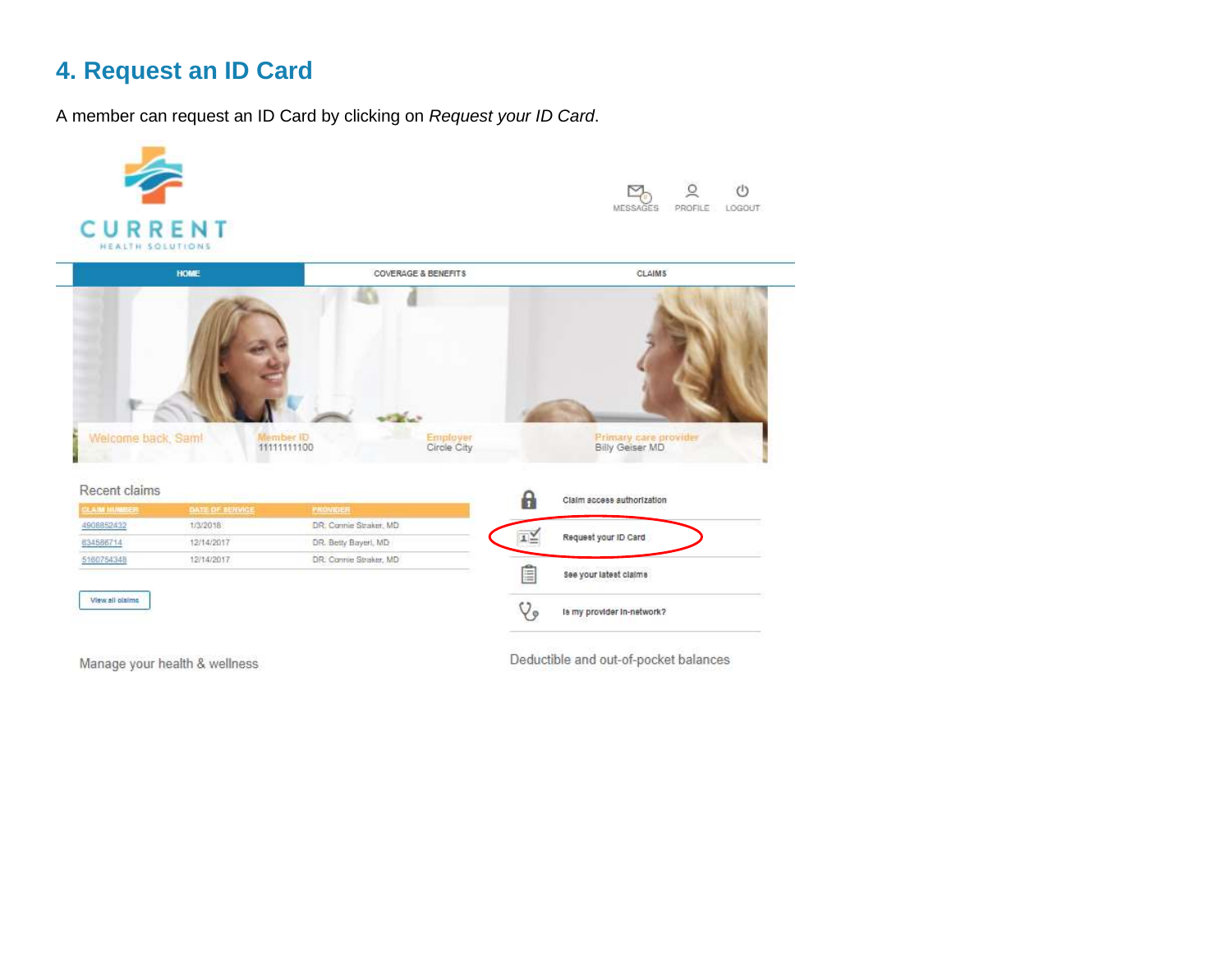## 4. Request an ID Card

A member can request an ID Card by clicking on *Request your ID Card*.

CURRENT
HEALTH SOLUTIONS

MESSAGES PROFILE LOGOUT

HOME COVERAGE & BENEFITS CLAIMS

Welcome back, Sam!

Member ID
11111111100

Employer
Circle City

Primary care provider
Billy Geiser MD

Recent claims

| CLAIM NUMBER | DATE OF SERVICE | PROVIDER |
|---|---|---|
| 4908852432 | 1/3/2018 | DR. Connie Straker, MD |
| 634586714 | 12/14/2017 | DR. Betty Bayeri, MD |
| 5160754348 | 12/14/2017 | DR. Connie Straker, MD |

View all claims

- Claim access authorization
- Request your ID Card
- See your latest claims
- Is my provider in-network?

Manage your health & wellness

Deductible and out-of-pocket balances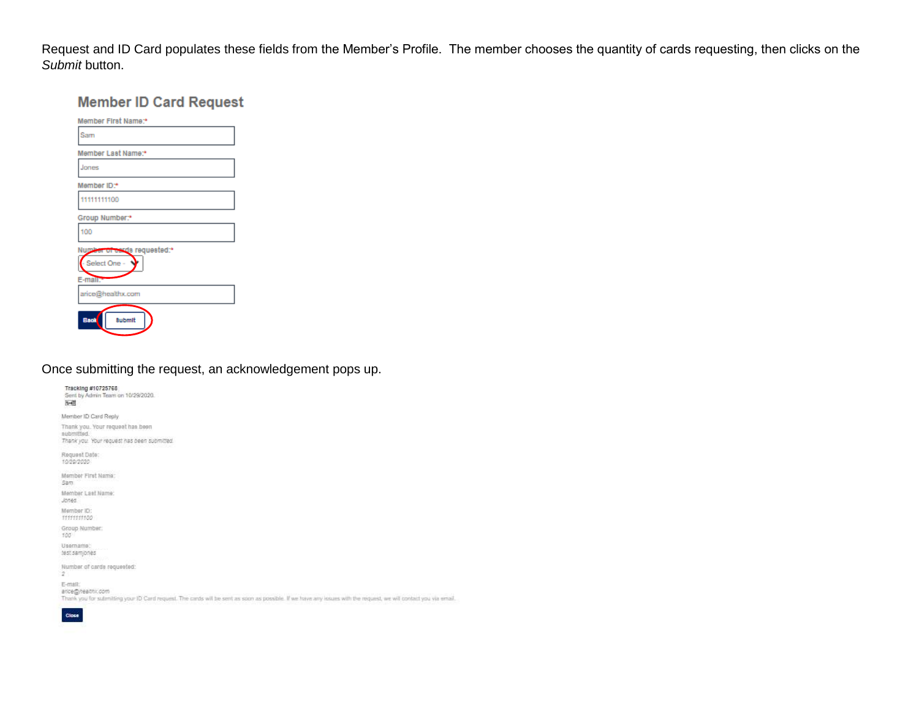Request and ID Card populates these fields from the Member's Profile. The member chooses the quantity of cards requesting, then clicks on the *Submit* button.

## Member ID Card Request

Member First Name:*

Sam

Member Last Name:*

Jones

Member ID:*

11111111100

Group Number:*

100

Number of cards requested:*

- Select One -

E-mail:*

arice@healthx.com

Back | Submit

Once submitting the request, an acknowledgement pops up.

**Tracking #10725768**
Sent by Admin Team on 10/29/2020.

Member ID Card Reply

Thank you. Your request has been submitted.
*Thank you. Your request has been submitted.*

Request Date:
*10/29/2020*

Member First Name:
*Sam*

Member Last Name:
*Jones*

Member ID:
*11111111100*

Group Number:
*100*

Username:
*test.samjones*

Number of cards requested:
*2*

E-mail:
*arice@healthx.com*
Thank you for submitting your ID Card request. The cards will be sent as soon as possible. If we have any issues with the request, we will contact you via email.

Close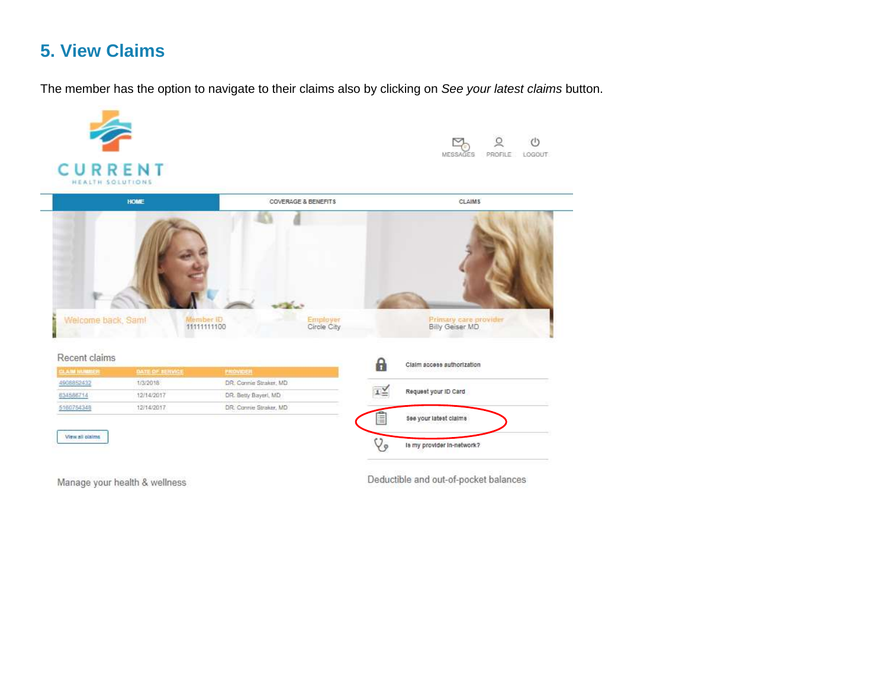## 5. View Claims

The member has the option to navigate to their claims also by clicking on *See your latest claims* button.

CURRENT HEALTH SOLUTIONS

MESSAGES PROFILE LOGOUT

HOME COVERAGE & BENEFITS CLAIMS

Welcome back, Sam! Member ID 11111111100 Employer Circle City Primary care provider Billy Geiser MD

Recent claims

| CLAIM NUMBER | DATE OF SERVICE | PROVIDER |
|---|---|---|
| 4908852432 | 1/3/2018 | DR. Connie Straker, MD |
| 634586714 | 12/14/2017 | DR. Betty Bayeri, MD |
| 5160754348 | 12/14/2017 | DR. Connie Straker, MD |

View all claims

Claim access authorization

Request your ID Card

See your latest claims

Is my provider in-network?

Manage your health & wellness

Deductible and out-of-pocket balances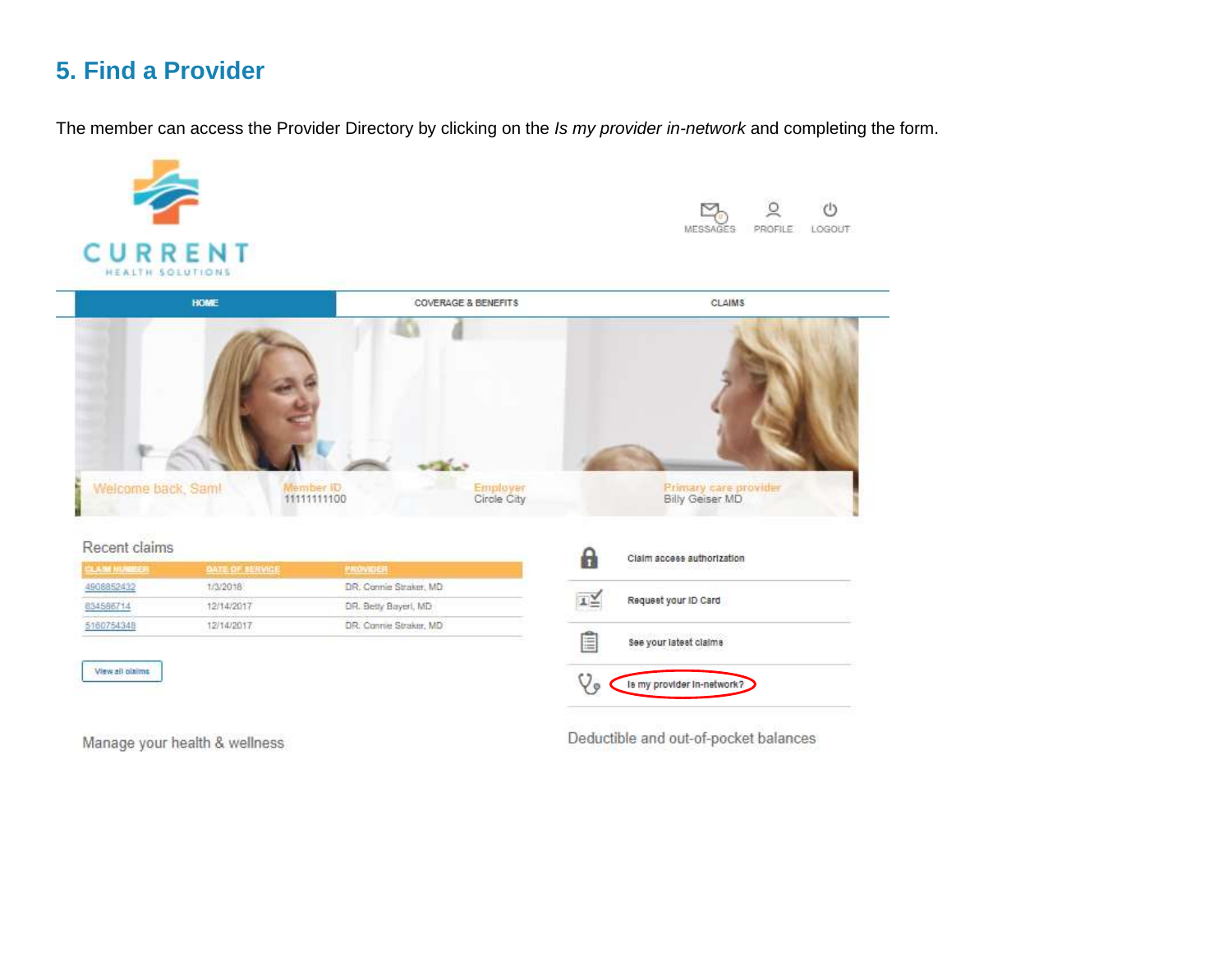## 5. Find a Provider

The member can access the Provider Directory by clicking on the *Is my provider in-network* and completing the form.

CURRENT
HEALTH SOLUTIONS

MESSAGES PROFILE LOGOUT

HOME | COVERAGE & BENEFITS | CLAIMS

Welcome back, Sam!

Member ID
11111111100

Employer
Circle City

Primary care provider
Billy Geiser MD

Recent claims

| CLAIM NUMBER | DATE OF SERVICE | PROVIDER |
| --- | --- | --- |
| 4908852432 | 1/3/2018 | DR. Connie Straker, MD |
| 634586714 | 12/14/2017 | DR. Betty Bayerl, MD |
| 5160754348 | 12/14/2017 | DR. Connie Straker, MD |

View all claims

Claim access authorization

Request your ID Card

See your latest claims

Is my provider in-network?

Manage your health & wellness

Deductible and out-of-pocket balances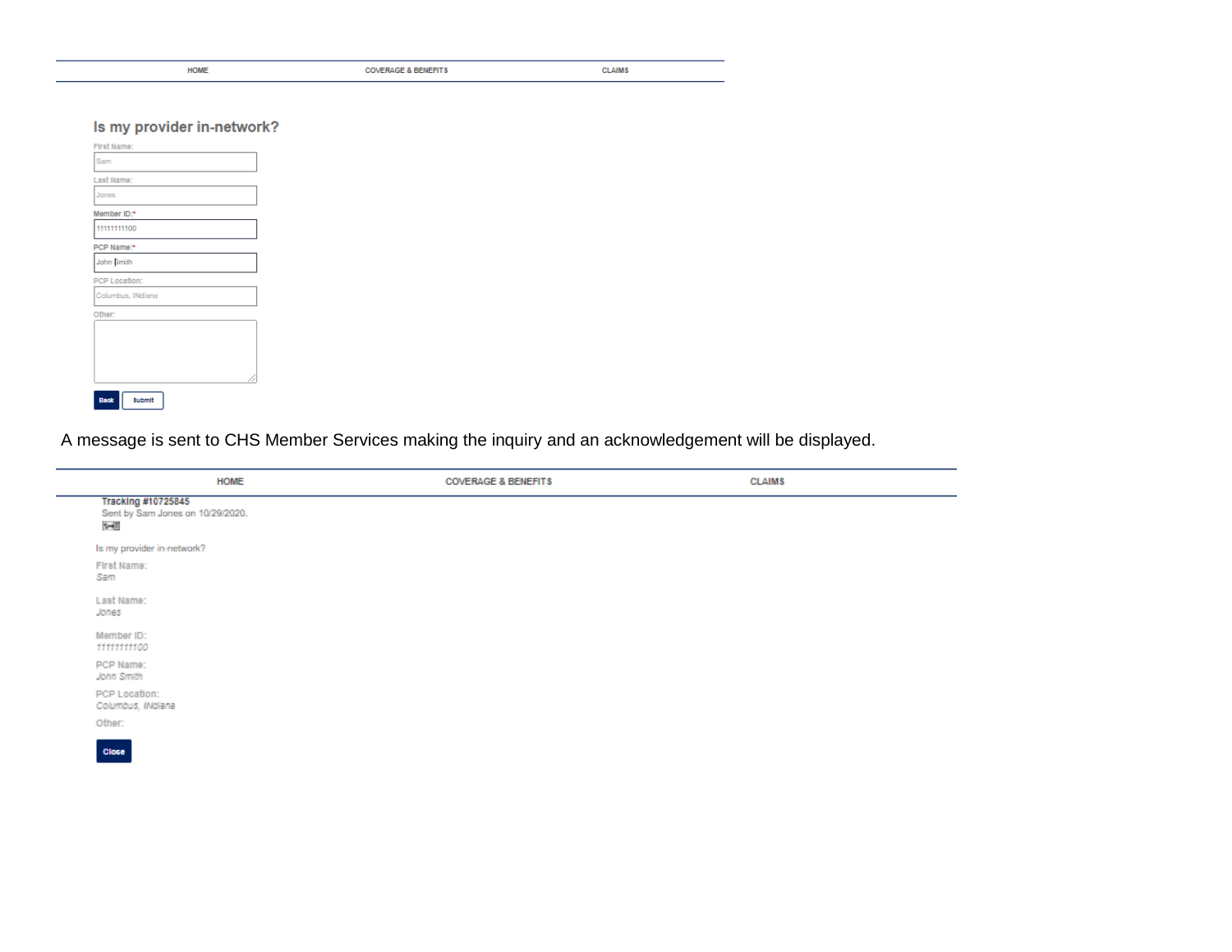HOME COVERAGE & BENEFITS CLAIMS

**Is my provider in-network?**

First Name:
Sam

Last Name:
Jones

Member ID:*
11111111100

PCP Name:*
John Smith

PCP Location:
Columbus, INdiana

Other:

Back Submit

A message is sent to CHS Member Services making the inquiry and an acknowledgement will be displayed.

HOME COVERAGE & BENEFITS CLAIMS

**Tracking #10725845**
Sent by Sam Jones on 10/29/2020.

Is my provider in-network?

First Name:
Sam

Last Name:
Jones

Member ID:
11111111100

PCP Name:
John Smith

PCP Location:
Columbus, INdiana

Other:

Close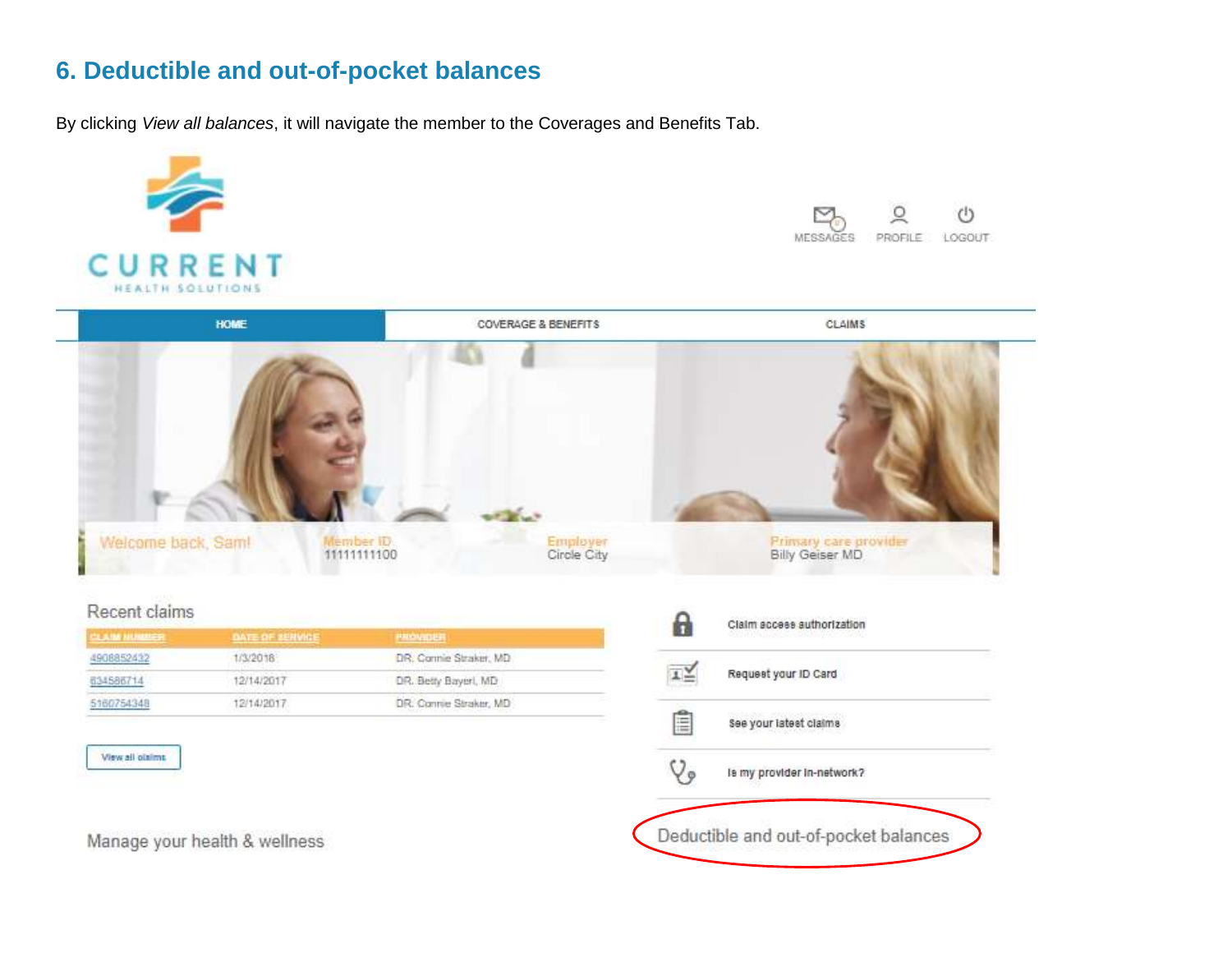## 6. Deductible and out-of-pocket balances

By clicking *View all balances*, it will navigate the member to the Coverages and Benefits Tab.

CURRENT
HEALTH SOLUTIONS

MESSAGES PROFILE LOGOUT

HOME | COVERAGE & BENEFITS | CLAIMS

Welcome back, Sam!

Member ID
11111111100

Employer
Circle City

Primary care provider
Billy Geiser MD

Recent claims

| CLAIM NUMBER | DATE OF SERVICE | PROVIDER |
| --- | --- | --- |
| 4908852432 | 1/3/2018 | DR. Connie Straker, MD |
| 634586714 | 12/14/2017 | DR. Betty Bayeri, MD |
| 5160754348 | 12/14/2017 | DR. Connie Straker, MD |

View all claims

Claim access authorization

Request your ID Card

See your latest claims

Is my provider in-network?

Deductible and out-of-pocket balances

Manage your health & wellness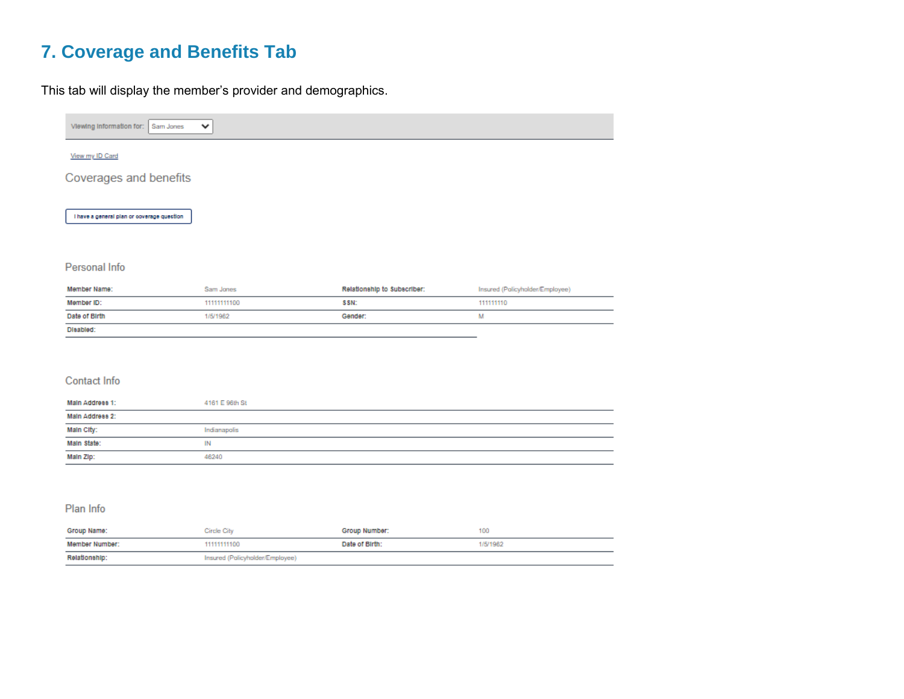# 7. Coverage and Benefits Tab

This tab will display the member's provider and demographics.

Viewing Information for: Sam Jones

View my ID Card

## Coverages and benefits

I have a general plan or coverage question

### Personal Info

| Member Name: | Sam Jones | Relationship to Subscriber: | Insured (Policyholder/Employee) |
|---|---|---|---|
| Member ID: | 11111111100 | SSN: | 111111110 |
| Date of Birth | 1/5/1962 | Gender: | M |
| Disabled: | | | |

### Contact Info

| Main Address 1: | 4161 E 96th St |
|---|---|
| Main Address 2: | |
| Main City: | Indianapolis |
| Main State: | IN |
| Main Zip: | 46240 |

### Plan Info

| Group Name: | Circle City | Group Number: | 100 |
|---|---|---|---|
| Member Number: | 11111111100 | Date of Birth: | 1/5/1962 |
| Relationship: | Insured (Policyholder/Employee) | | |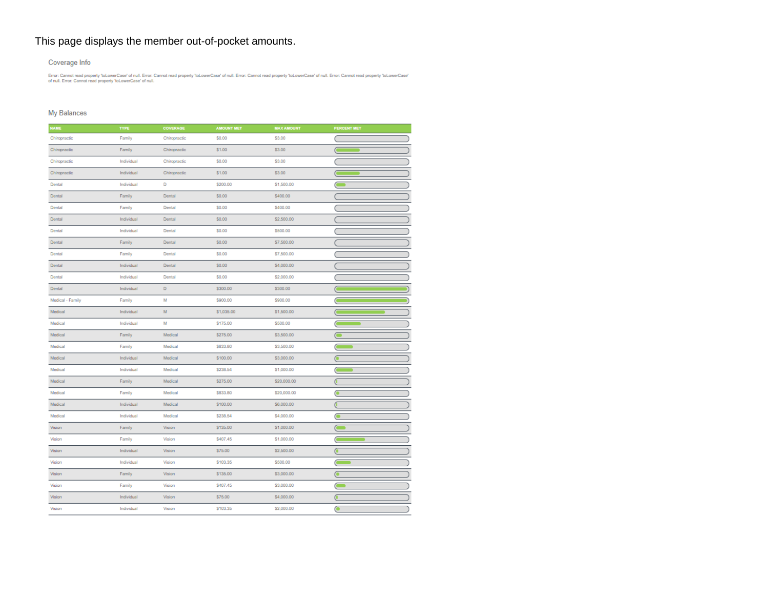This page displays the member out-of-pocket amounts.

## Coverage Info

Error: Cannot read property 'toLowerCase' of null. Error: Cannot read property 'toLowerCase' of null. Error: Cannot read property 'toLowerCase' of null. Error: Cannot read property 'toLowerCase' of null. Error: Cannot read property 'toLowerCase' of null.

## My Balances

| NAME | TYPE | COVERAGE | AMOUNT MET | MAX AMOUNT | PERCENT MET |
|---|---|---|---|---|---|
| Chiropractic | Family | Chiropractic | $0.00 | $3.00 | |
| Chiropractic | Family | Chiropractic | $1.00 | $3.00 | |
| Chiropractic | Individual | Chiropractic | $0.00 | $3.00 | |
| Chiropractic | Individual | Chiropractic | $1.00 | $3.00 | |
| Dental | Individual | D | $200.00 | $1,500.00 | |
| Dental | Family | Dental | $0.00 | $400.00 | |
| Dental | Family | Dental | $0.00 | $400.00 | |
| Dental | Individual | Dental | $0.00 | $2,500.00 | |
| Dental | Individual | Dental | $0.00 | $500.00 | |
| Dental | Family | Dental | $0.00 | $7,500.00 | |
| Dental | Family | Dental | $0.00 | $7,500.00 | |
| Dental | Individual | Dental | $0.00 | $4,000.00 | |
| Dental | Individual | Dental | $0.00 | $2,000.00 | |
| Dental | Individual | D | $300.00 | $300.00 | |
| Medical - Family | Family | M | $900.00 | $900.00 | |
| Medical | Individual | M | $1,035.00 | $1,500.00 | |
| Medical | Individual | M | $175.00 | $500.00 | |
| Medical | Family | Medical | $275.00 | $3,500.00 | |
| Medical | Family | Medical | $833.80 | $3,500.00 | |
| Medical | Individual | Medical | $100.00 | $3,000.00 | |
| Medical | Individual | Medical | $238.54 | $1,000.00 | |
| Medical | Family | Medical | $275.00 | $20,000.00 | |
| Medical | Family | Medical | $833.80 | $20,000.00 | |
| Medical | Individual | Medical | $100.00 | $6,000.00 | |
| Medical | Individual | Medical | $238.54 | $4,000.00 | |
| Vision | Family | Vision | $135.00 | $1,000.00 | |
| Vision | Family | Vision | $407.45 | $1,000.00 | |
| Vision | Individual | Vision | $75.00 | $2,500.00 | |
| Vision | Individual | Vision | $103.35 | $500.00 | |
| Vision | Family | Vision | $135.00 | $3,000.00 | |
| Vision | Family | Vision | $407.45 | $3,000.00 | |
| Vision | Individual | Vision | $75.00 | $4,000.00 | |
| Vision | Individual | Vision | $103.35 | $2,000.00 | |